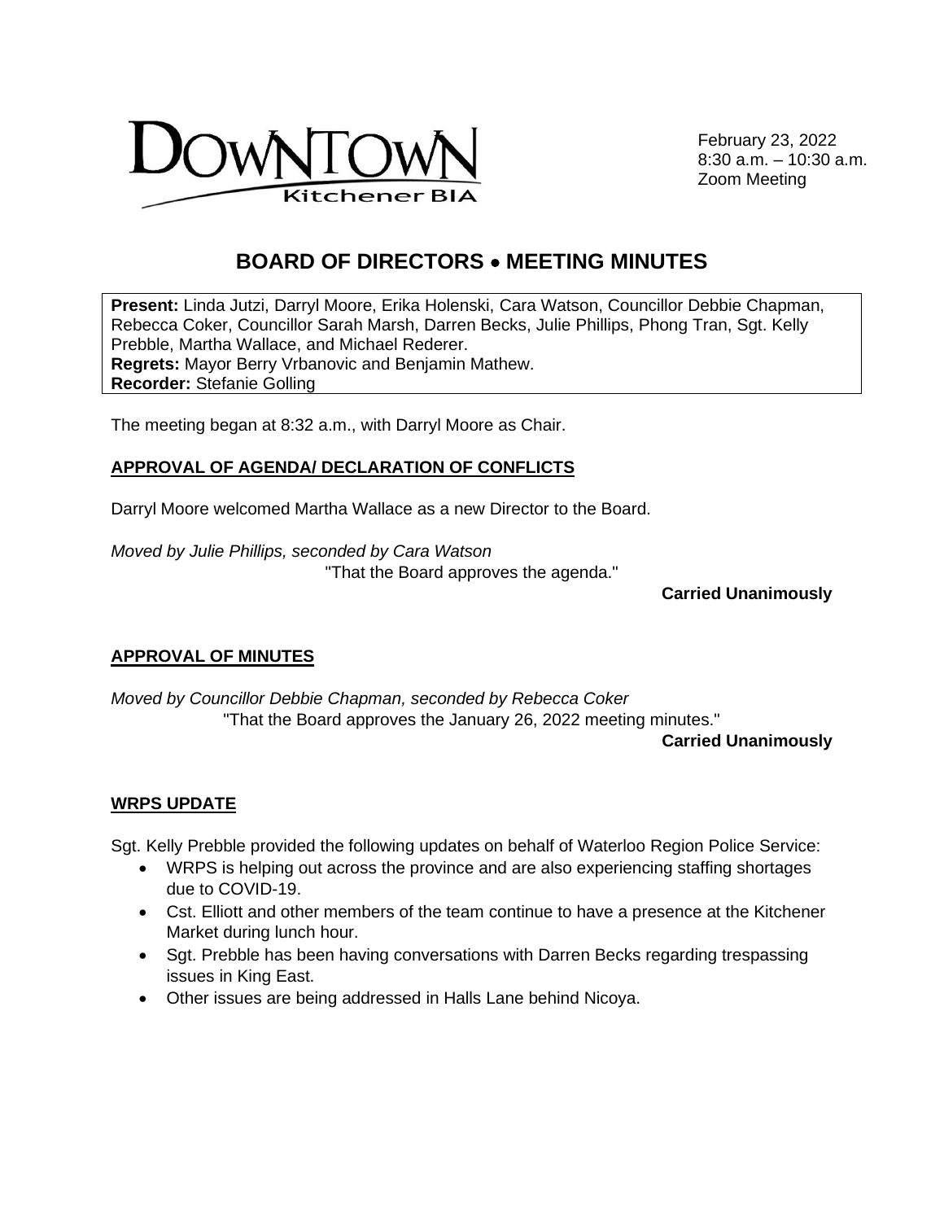DOWNTOWN Kitchener BIA

February 23, 2022
8:30 a.m. – 10:30 a.m.
Zoom Meeting

# BOARD OF DIRECTORS • MEETING MINUTES

**Present:** Linda Jutzi, Darryl Moore, Erika Holenski, Cara Watson, Councillor Debbie Chapman, Rebecca Coker, Councillor Sarah Marsh, Darren Becks, Julie Phillips, Phong Tran, Sgt. Kelly Prebble, Martha Wallace, and Michael Rederer.
**Regrets:** Mayor Berry Vrbanovic and Benjamin Mathew.
**Recorder:** Stefanie Golling

The meeting began at 8:32 a.m., with Darryl Moore as Chair.

## APPROVAL OF AGENDA/ DECLARATION OF CONFLICTS

Darryl Moore welcomed Martha Wallace as a new Director to the Board.

*Moved by Julie Phillips, seconded by Cara Watson*
"That the Board approves the agenda."

**Carried Unanimously**

## APPROVAL OF MINUTES

*Moved by Councillor Debbie Chapman, seconded by Rebecca Coker*
"That the Board approves the January 26, 2022 meeting minutes."

**Carried Unanimously**

## WRPS UPDATE

Sgt. Kelly Prebble provided the following updates on behalf of Waterloo Region Police Service:

- WRPS is helping out across the province and are also experiencing staffing shortages due to COVID-19.
- Cst. Elliott and other members of the team continue to have a presence at the Kitchener Market during lunch hour.
- Sgt. Prebble has been having conversations with Darren Becks regarding trespassing issues in King East.
- Other issues are being addressed in Halls Lane behind Nicoya.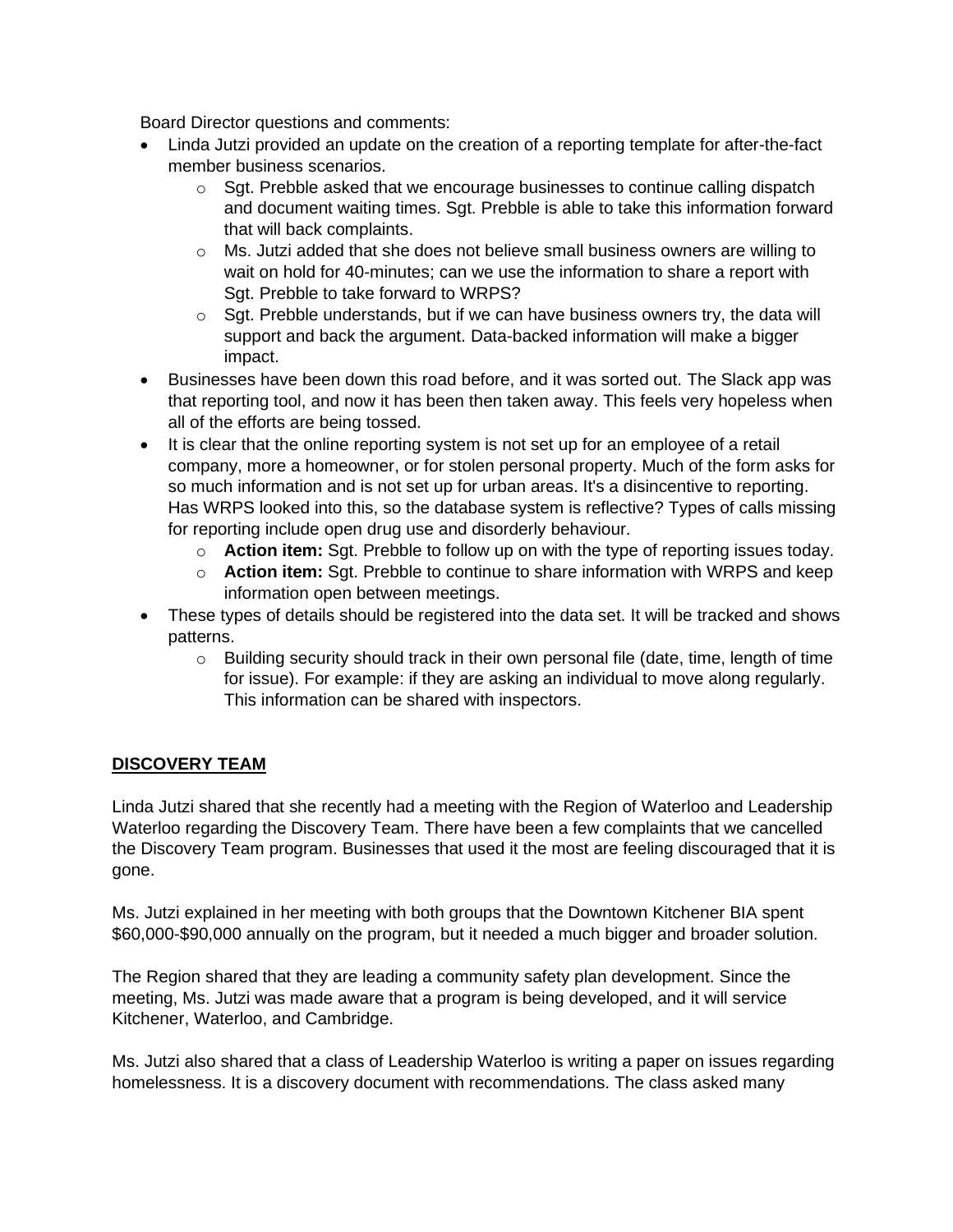Board Director questions and comments:

- Linda Jutzi provided an update on the creation of a reporting template for after-the-fact member business scenarios.
  - Sgt. Prebble asked that we encourage businesses to continue calling dispatch and document waiting times. Sgt. Prebble is able to take this information forward that will back complaints.
  - Ms. Jutzi added that she does not believe small business owners are willing to wait on hold for 40-minutes; can we use the information to share a report with Sgt. Prebble to take forward to WRPS?
  - Sgt. Prebble understands, but if we can have business owners try, the data will support and back the argument. Data-backed information will make a bigger impact.
- Businesses have been down this road before, and it was sorted out. The Slack app was that reporting tool, and now it has been then taken away. This feels very hopeless when all of the efforts are being tossed.
- It is clear that the online reporting system is not set up for an employee of a retail company, more a homeowner, or for stolen personal property. Much of the form asks for so much information and is not set up for urban areas. It's a disincentive to reporting. Has WRPS looked into this, so the database system is reflective? Types of calls missing for reporting include open drug use and disorderly behaviour.
  - **Action item:** Sgt. Prebble to follow up on with the type of reporting issues today.
  - **Action item:** Sgt. Prebble to continue to share information with WRPS and keep information open between meetings.
- These types of details should be registered into the data set. It will be tracked and shows patterns.
  - Building security should track in their own personal file (date, time, length of time for issue). For example: if they are asking an individual to move along regularly. This information can be shared with inspectors.

## DISCOVERY TEAM

Linda Jutzi shared that she recently had a meeting with the Region of Waterloo and Leadership Waterloo regarding the Discovery Team. There have been a few complaints that we cancelled the Discovery Team program. Businesses that used it the most are feeling discouraged that it is gone.

Ms. Jutzi explained in her meeting with both groups that the Downtown Kitchener BIA spent $60,000-$90,000 annually on the program, but it needed a much bigger and broader solution.

The Region shared that they are leading a community safety plan development. Since the meeting, Ms. Jutzi was made aware that a program is being developed, and it will service Kitchener, Waterloo, and Cambridge.

Ms. Jutzi also shared that a class of Leadership Waterloo is writing a paper on issues regarding homelessness. It is a discovery document with recommendations. The class asked many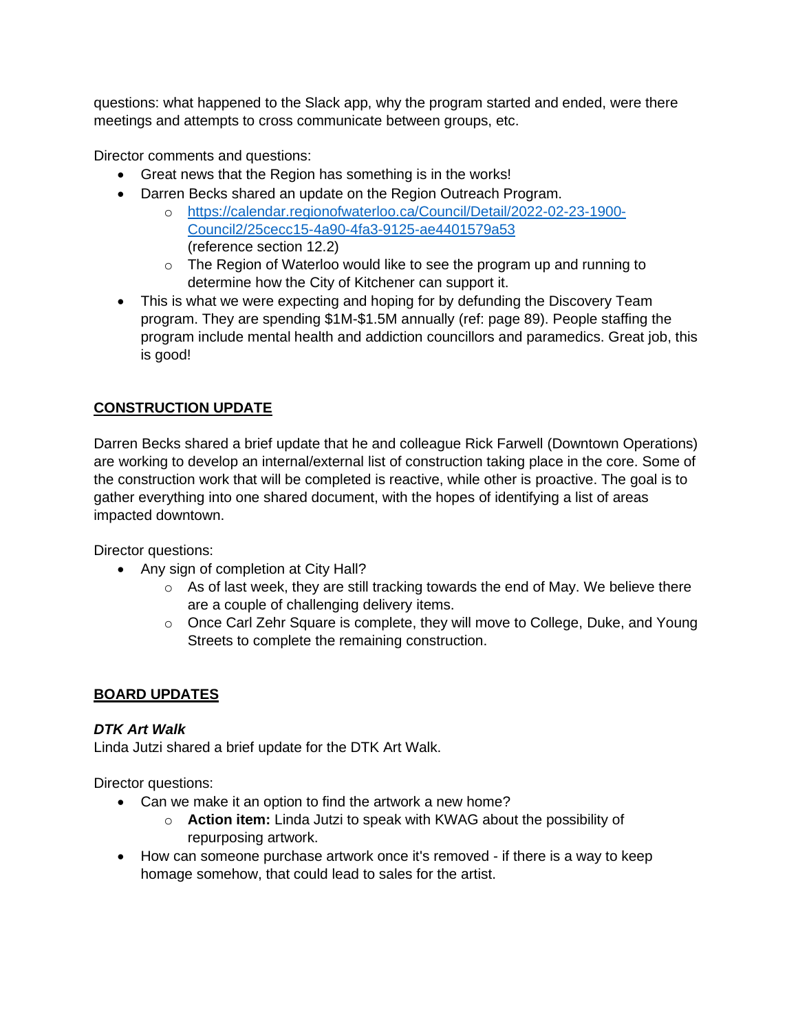questions: what happened to the Slack app, why the program started and ended, were there meetings and attempts to cross communicate between groups, etc.

Director comments and questions:

- Great news that the Region has something is in the works!
- Darren Becks shared an update on the Region Outreach Program.
  - [https://calendar.regionofwaterloo.ca/Council/Detail/2022-02-23-1900-Council2/25cecc15-4a90-4fa3-9125-ae4401579a53](https://calendar.regionofwaterloo.ca/Council/Detail/2022-02-23-1900-Council2/25cecc15-4a90-4fa3-9125-ae4401579a53) (reference section 12.2)
  - The Region of Waterloo would like to see the program up and running to determine how the City of Kitchener can support it.
- This is what we were expecting and hoping for by defunding the Discovery Team program. They are spending $1M-$1.5M annually (ref: page 89). People staffing the program include mental health and addiction councillors and paramedics. Great job, this is good!

## CONSTRUCTION UPDATE

Darren Becks shared a brief update that he and colleague Rick Farwell (Downtown Operations) are working to develop an internal/external list of construction taking place in the core. Some of the construction work that will be completed is reactive, while other is proactive. The goal is to gather everything into one shared document, with the hopes of identifying a list of areas impacted downtown.

Director questions:

- Any sign of completion at City Hall?
  - As of last week, they are still tracking towards the end of May. We believe there are a couple of challenging delivery items.
  - Once Carl Zehr Square is complete, they will move to College, Duke, and Young Streets to complete the remaining construction.

## BOARD UPDATES

### *DTK Art Walk*

Linda Jutzi shared a brief update for the DTK Art Walk.

Director questions:

- Can we make it an option to find the artwork a new home?
  - **Action item:** Linda Jutzi to speak with KWAG about the possibility of repurposing artwork.
- How can someone purchase artwork once it's removed - if there is a way to keep homage somehow, that could lead to sales for the artist.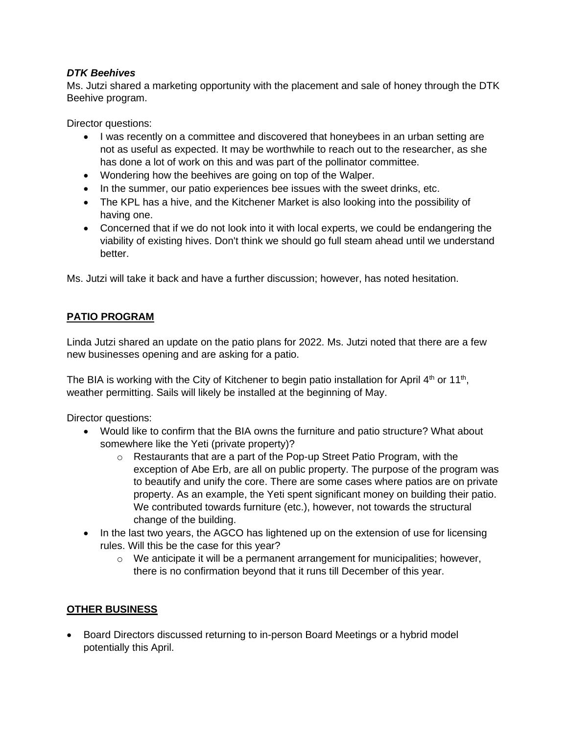***DTK Beehives***

Ms. Jutzi shared a marketing opportunity with the placement and sale of honey through the DTK Beehive program.

Director questions:

- I was recently on a committee and discovered that honeybees in an urban setting are not as useful as expected. It may be worthwhile to reach out to the researcher, as she has done a lot of work on this and was part of the pollinator committee.
- Wondering how the beehives are going on top of the Walper.
- In the summer, our patio experiences bee issues with the sweet drinks, etc.
- The KPL has a hive, and the Kitchener Market is also looking into the possibility of having one.
- Concerned that if we do not look into it with local experts, we could be endangering the viability of existing hives. Don't think we should go full steam ahead until we understand better.

Ms. Jutzi will take it back and have a further discussion; however, has noted hesitation.

## <u>PATIO PROGRAM</u>

Linda Jutzi shared an update on the patio plans for 2022. Ms. Jutzi noted that there are a few new businesses opening and are asking for a patio.

The BIA is working with the City of Kitchener to begin patio installation for April 4th or 11th, weather permitting. Sails will likely be installed at the beginning of May.

Director questions:

- Would like to confirm that the BIA owns the furniture and patio structure? What about somewhere like the Yeti (private property)?
    - Restaurants that are a part of the Pop-up Street Patio Program, with the exception of Abe Erb, are all on public property. The purpose of the program was to beautify and unify the core. There are some cases where patios are on private property. As an example, the Yeti spent significant money on building their patio. We contributed towards furniture (etc.), however, not towards the structural change of the building.
- In the last two years, the AGCO has lightened up on the extension of use for licensing rules. Will this be the case for this year?
    - We anticipate it will be a permanent arrangement for municipalities; however, there is no confirmation beyond that it runs till December of this year.

## <u>OTHER BUSINESS</u>

- Board Directors discussed returning to in-person Board Meetings or a hybrid model potentially this April.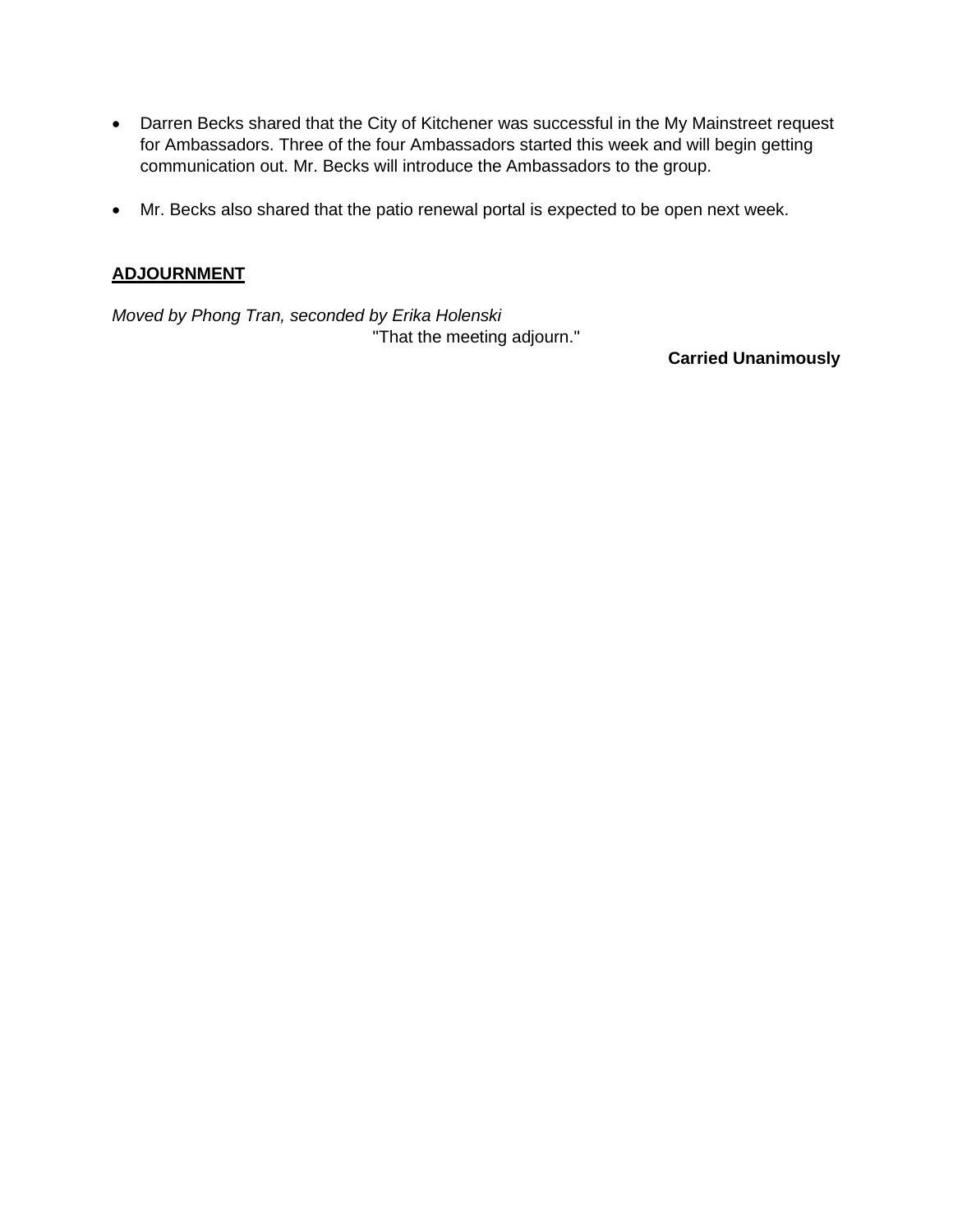- Darren Becks shared that the City of Kitchener was successful in the My Mainstreet request for Ambassadors. Three of the four Ambassadors started this week and will begin getting communication out. Mr. Becks will introduce the Ambassadors to the group.

- Mr. Becks also shared that the patio renewal portal is expected to be open next week.

**ADJOURNMENT**

*Moved by Phong Tran, seconded by Erika Holenski*

"That the meeting adjourn."

**Carried Unanimously**